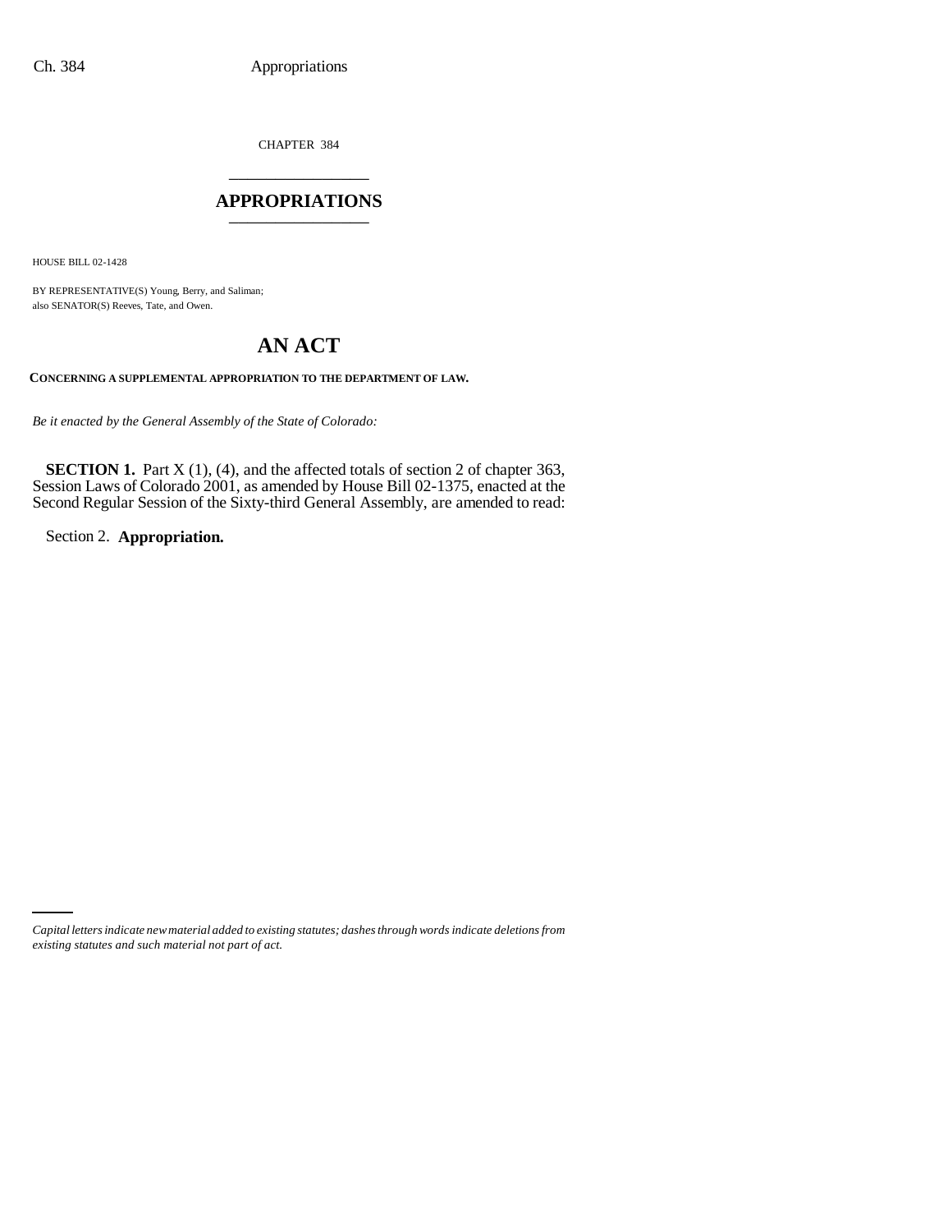CHAPTER 384

# APPROPRIATIONS

HOUSE BILL 02-1428

BY REPRESENTATIVE(S) Young, Berry, and Saliman;
also SENATOR(S) Reeves, Tate, and Owen.

## AN ACT

**CONCERNING A SUPPLEMENTAL APPROPRIATION TO THE DEPARTMENT OF LAW.**

*Be it enacted by the General Assembly of the State of Colorado:*

**SECTION 1.** Part X (1), (4), and the affected totals of section 2 of chapter 363, Session Laws of Colorado 2001, as amended by House Bill 02-1375, enacted at the Second Regular Session of the Sixty-third General Assembly, are amended to read:

Section 2. **Appropriation.**

*Capital letters indicate new material added to existing statutes; dashes through words indicate deletions from existing statutes and such material not part of act.*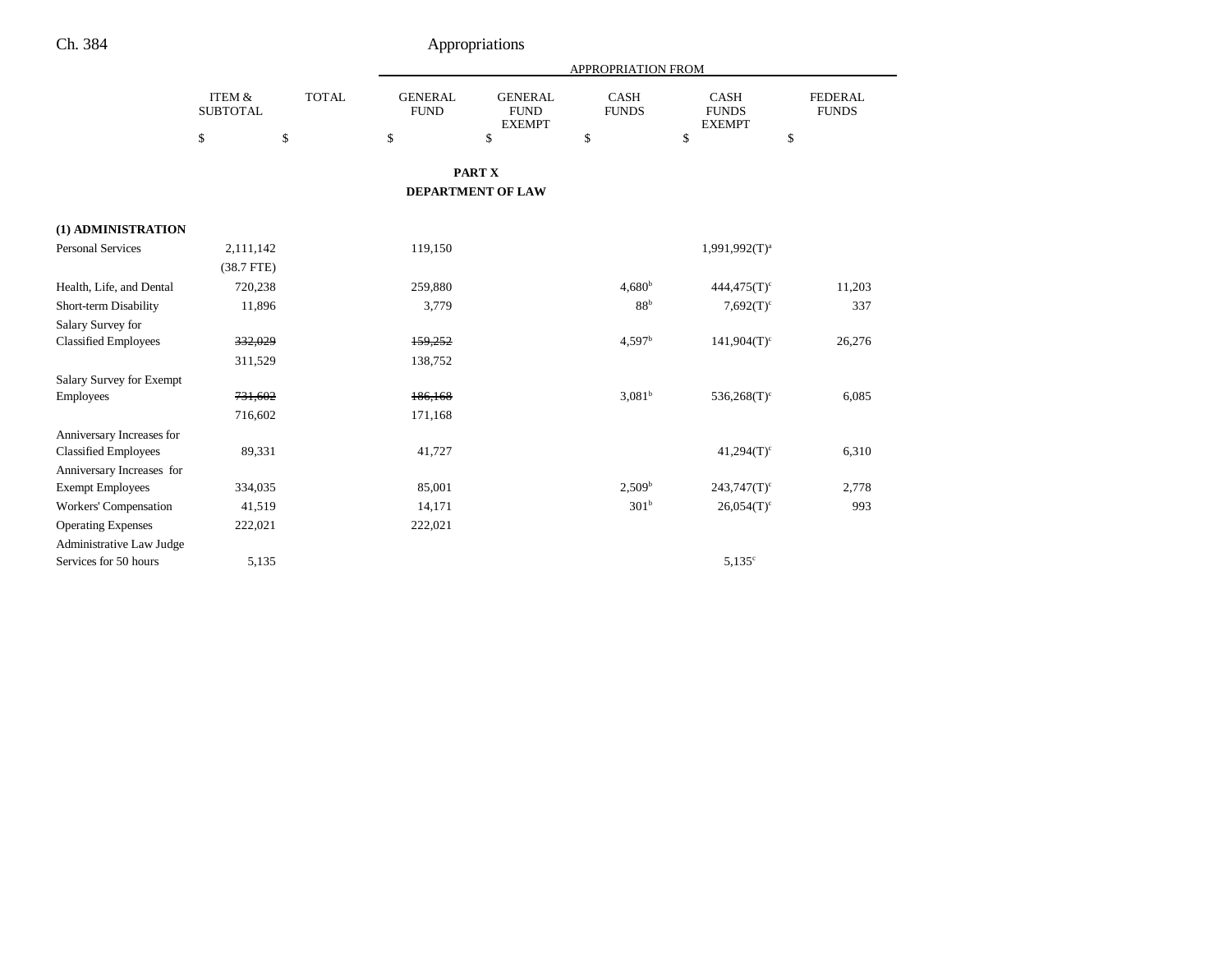Ch. 384 Appropriations

## PART X

## DEPARTMENT OF LAW

| | ITEM & SUBTOTAL | TOTAL | GENERAL FUND | GENERAL FUND EXEMPT | CASH FUNDS | CASH FUNDS EXEMPT | FEDERAL FUNDS |
|---|---|---|---|---|---|---|---|
| | $ | $ | $ | $ | $ | $ | $ |
| **(1) ADMINISTRATION** | | | | | | | |
| Personal Services | 2,111,142 | | 119,150 | | | 1,991,992(T)[a] | |
| | (38.7 FTE) | | | | | | |
| Health, Life, and Dental | 720,238 | | 259,880 | | 4,680[b] | 444,475(T)[c] | 11,203 |
| Short-term Disability | 11,896 | | 3,779 | | 88[b] | 7,692(T)[c] | 337 |
| Salary Survey for Classified Employees | ~~332,029~~ | | ~~159,252~~ | | 4,597[b] | 141,904(T)[c] | 26,276 |
| | 311,529 | | 138,752 | | | | |
| Salary Survey for Exempt Employees | ~~731,602~~ | | ~~186,168~~ | | 3,081[b] | 536,268(T)[c] | 6,085 |
| | 716,602 | | 171,168 | | | | |
| Anniversary Increases for Classified Employees | 89,331 | | 41,727 | | | 41,294(T)[c] | 6,310 |
| Anniversary Increases for Exempt Employees | 334,035 | | 85,001 | | 2,509[b] | 243,747(T)[c] | 2,778 |
| Workers' Compensation | 41,519 | | 14,171 | | 301[b] | 26,054(T)[c] | 993 |
| Operating Expenses | 222,021 | | 222,021 | | | | |
| Administrative Law Judge Services for 50 hours | 5,135 | | | | | 5,135[c] | |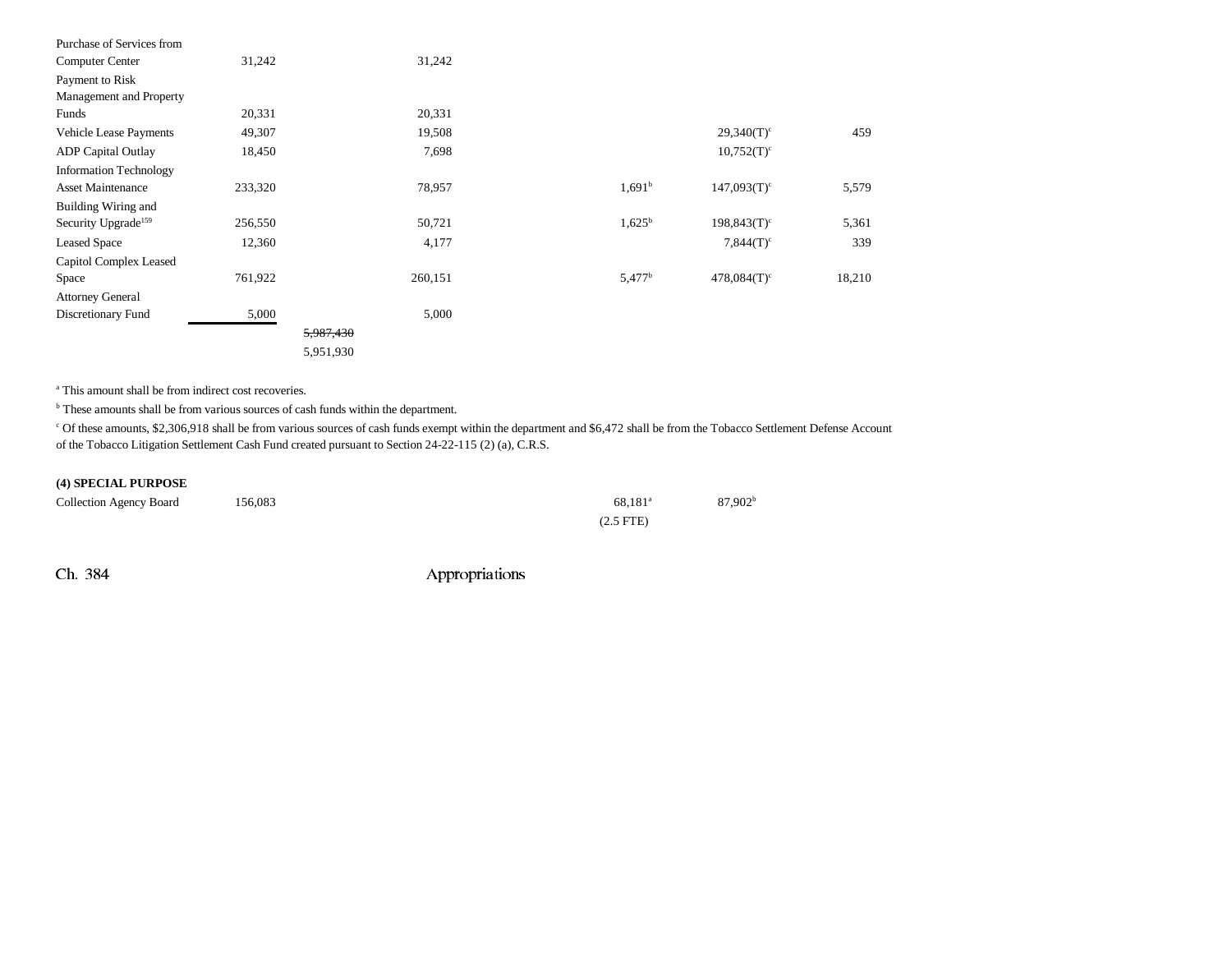| | | | | | | |
|---|---|---|---|---|---|---|
| Purchase of Services from Computer Center | 31,242 | | 31,242 | | | |
| Payment to Risk Management and Property Funds | 20,331 | | 20,331 | | | |
| Vehicle Lease Payments | 49,307 | | 19,508 | | 29,340(T)[c] | 459 |
| ADP Capital Outlay | 18,450 | | 7,698 | | 10,752(T)[c] | |
| Information Technology Asset Maintenance | 233,320 | | 78,957 | 1,691[b] | 147,093(T)[c] | 5,579 |
| Building Wiring and Security Upgrade[159] | 256,550 | | 50,721 | 1,625[b] | 198,843(T)[c] | 5,361 |
| Leased Space | 12,360 | | 4,177 | | 7,844(T)[c] | 339 |
| Capitol Complex Leased Space | 761,922 | | 260,151 | 5,477[b] | 478,084(T)[c] | 18,210 |
| Attorney General Discretionary Fund | 5,000 | | 5,000 | | | |
| | | ~~5,987,430~~ | | | | |
| | | 5,951,930 | | | | |

[a] This amount shall be from indirect cost recoveries.

[b] These amounts shall be from various sources of cash funds within the department.

[c] Of these amounts, $2,306,918 shall be from various sources of cash funds exempt within the department and $6,472 shall be from the Tobacco Settlement Defense Account of the Tobacco Litigation Settlement Cash Fund created pursuant to Section 24-22-115 (2) (a), C.R.S.

**(4) SPECIAL PURPOSE**

| | | | | | | |
|---|---|---|---|---|---|---|
| Collection Agency Board | 156,083 | | | 68,181[a] | 87,902[b] | |
| | | | | (2.5 FTE) | | |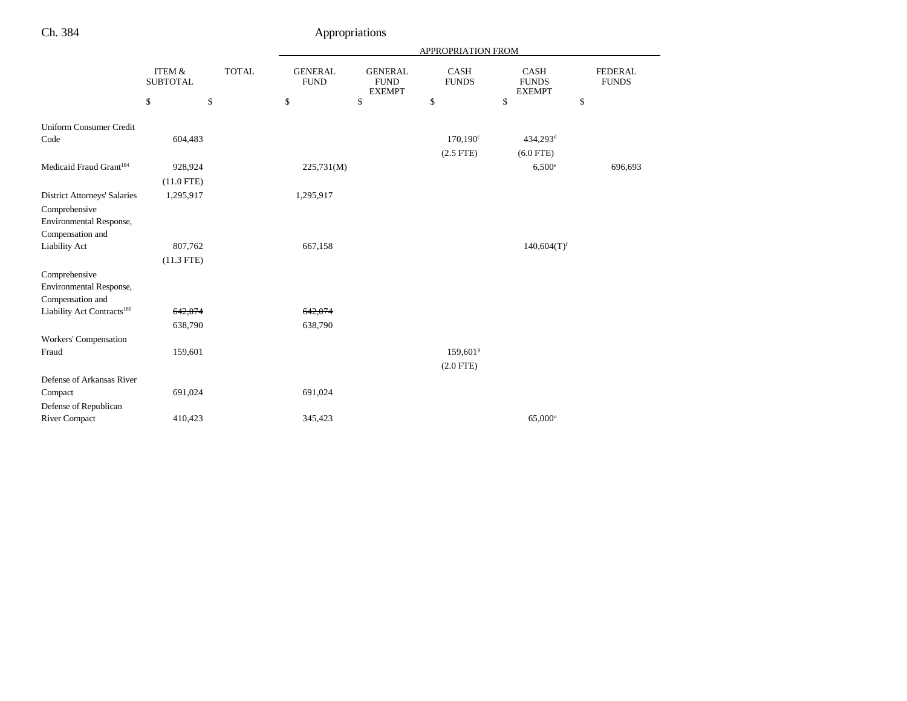| | ITEM & SUBTOTAL | TOTAL | GENERAL FUND | GENERAL FUND EXEMPT | CASH FUNDS | CASH FUNDS EXEMPT | FEDERAL FUNDS |
|---|---|---|---|---|---|---|---|
| | | | APPROPRIATION FROM | | | | |
| | $ | $ | $ | $ | $ | $ | $ |
| Uniform Consumer Credit Code | 604,483 | | | | 170,190[c] | 434,293[d] | |
| | | | | | (2.5 FTE) | (6.0 FTE) | |
| Medicaid Fraud Grant[164] | 928,924 | | 225,731(M) | | | 6,500[e] | 696,693 |
| | (11.0 FTE) | | | | | | |
| District Attorneys' Salaries | 1,295,917 | | 1,295,917 | | | | |
| Comprehensive Environmental Response, Compensation and Liability Act | 807,762 | | 667,158 | | | 140,604(T)[f] | |
| | (11.3 FTE) | | | | | | |
| Comprehensive Environmental Response, Compensation and Liability Act Contracts[165] | ~~642,074~~ | | ~~642,074~~ | | | | |
| | 638,790 | | 638,790 | | | | |
| Workers' Compensation Fraud | 159,601 | | | | 159,601[g] | | |
| | | | | | (2.0 FTE) | | |
| Defense of Arkansas River Compact | 691,024 | | 691,024 | | | | |
| Defense of Republican River Compact | 410,423 | | 345,423 | | | 65,000[o] | |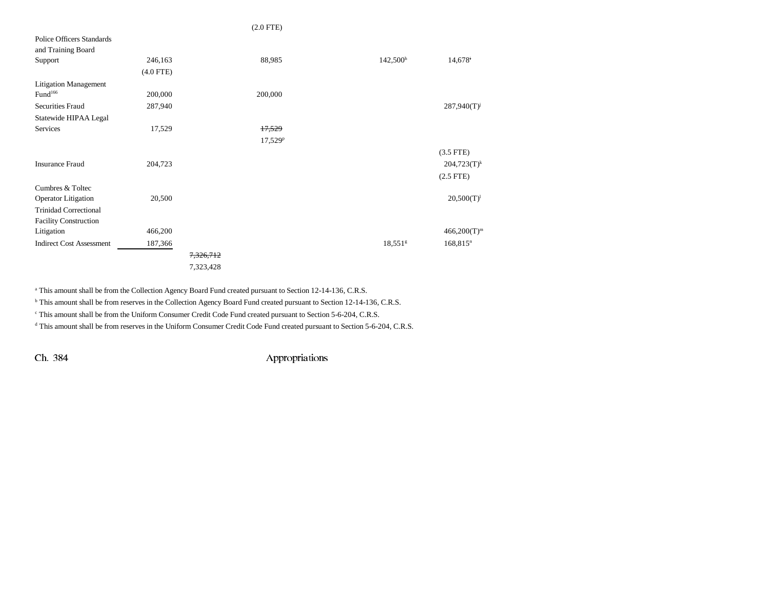| | | | | | | |
|---|---|---|---|---|---|---|
| | | | (2.0 FTE) | | | |
| Police Officers Standards and Training Board Support | 246,163 | | 88,985 | | 142,500[h] | 14,678[i] |
| | (4.0 FTE) | | | | | |
| Litigation Management Fund[166] | 200,000 | | 200,000 | | | |
| Securities Fraud | 287,940 | | | | | 287,940(T)[j] |
| Statewide HIPAA Legal Services | 17,529 | | ~~17,529~~ 17,529[p] | | | |
| | | | | | | (3.5 FTE) |
| Insurance Fraud | 204,723 | | | | | 204,723(T)[k] |
| | | | | | | (2.5 FTE) |
| Cumbres & Toltec Operator Litigation | 20,500 | | | | | 20,500(T)[l] |
| Trinidad Correctional Facility Construction Litigation | 466,200 | | | | | 466,200(T)[m] |
| Indirect Cost Assessment | 187,366 | | | | 18,551[g] | 168,815[n] |
| | | ~~7,326,712~~ 7,323,428 | | | | |

[a] This amount shall be from the Collection Agency Board Fund created pursuant to Section 12-14-136, C.R.S.

[b] This amount shall be from reserves in the Collection Agency Board Fund created pursuant to Section 12-14-136, C.R.S.

[c] This amount shall be from the Uniform Consumer Credit Code Fund created pursuant to Section 5-6-204, C.R.S.

[d] This amount shall be from reserves in the Uniform Consumer Credit Code Fund created pursuant to Section 5-6-204, C.R.S.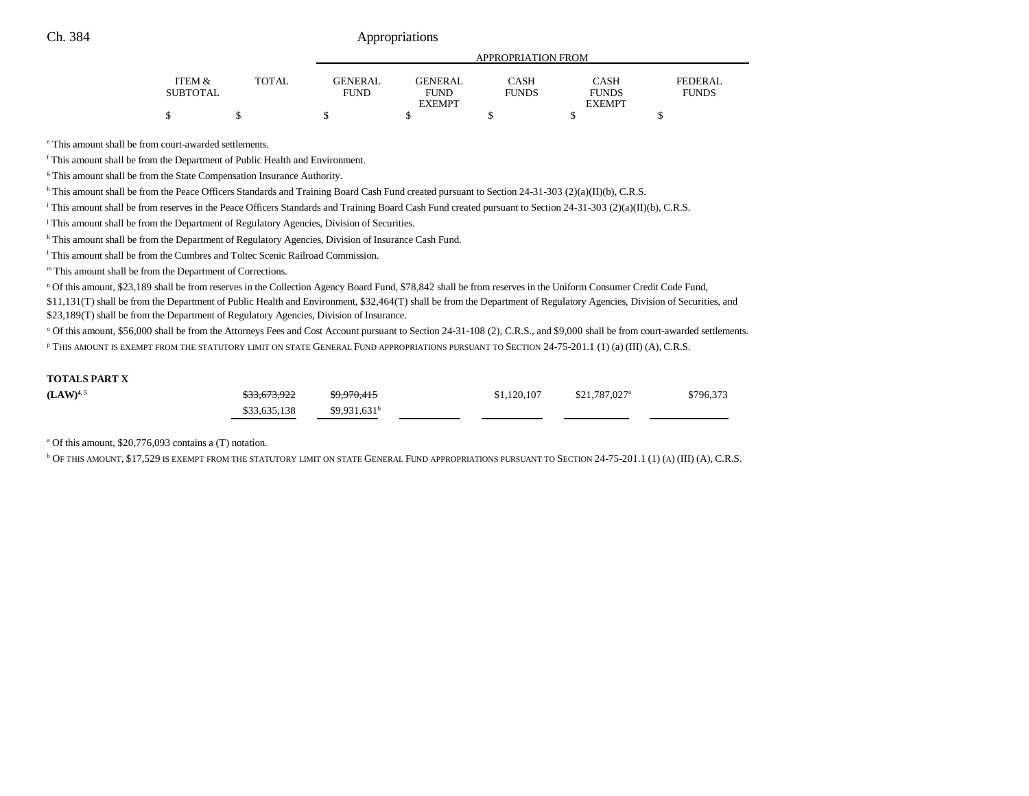| | ITEM & SUBTOTAL | TOTAL | GENERAL FUND | GENERAL FUND EXEMPT | CASH FUNDS | CASH FUNDS EXEMPT | FEDERAL FUNDS |
|---|---|---|---|---|---|---|---|
| | $ | $ | $ | $ | $ | $ | $ |

[e] This amount shall be from court-awarded settlements.

[f] This amount shall be from the Department of Public Health and Environment.

[g] This amount shall be from the State Compensation Insurance Authority.

[h] This amount shall be from the Peace Officers Standards and Training Board Cash Fund created pursuant to Section 24-31-303 (2)(a)(II)(b), C.R.S.

[i] This amount shall be from reserves in the Peace Officers Standards and Training Board Cash Fund created pursuant to Section 24-31-303 (2)(a)(II)(b), C.R.S.

[j] This amount shall be from the Department of Regulatory Agencies, Division of Securities.

[k] This amount shall be from the Department of Regulatory Agencies, Division of Insurance Cash Fund.

[l] This amount shall be from the Cumbres and Toltec Scenic Railroad Commission.

[m] This amount shall be from the Department of Corrections.

[n] Of this amount, $23,189 shall be from reserves in the Collection Agency Board Fund, $78,842 shall be from reserves in the Uniform Consumer Credit Code Fund, $11,131(T) shall be from the Department of Public Health and Environment, $32,464(T) shall be from the Department of Regulatory Agencies, Division of Securities, and $23,189(T) shall be from the Department of Regulatory Agencies, Division of Insurance.

[o] Of this amount, $56,000 shall be from the Attorneys Fees and Cost Account pursuant to Section 24-31-108 (2), C.R.S., and $9,000 shall be from court-awarded settlements.

[p] THIS AMOUNT IS EXEMPT FROM THE STATUTORY LIMIT ON STATE GENERAL FUND APPROPRIATIONS PURSUANT TO SECTION 24-75-201.1 (1) (a) (III) (A), C.R.S.

| | ITEM & SUBTOTAL | TOTAL | GENERAL FUND | GENERAL FUND EXEMPT | CASH FUNDS | CASH FUNDS EXEMPT | FEDERAL FUNDS |
|---|---|---|---|---|---|---|---|
| **TOTALS PART X** | | | | | | | |
| **(LAW)**[4, 5] | | ~~$33,673,922~~ | ~~$9,970,415~~ | | $1,120,107 | $21,787,027[a] | $796,373 |
| | | $33,635,138 | $9,931,631[b] | | | | |

[a] Of this amount, $20,776,093 contains a (T) notation.

[b] OF THIS AMOUNT, $17,529 IS EXEMPT FROM THE STATUTORY LIMIT ON STATE GENERAL FUND APPROPRIATIONS PURSUANT TO SECTION 24-75-201.1 (1) (A) (III) (A), C.R.S.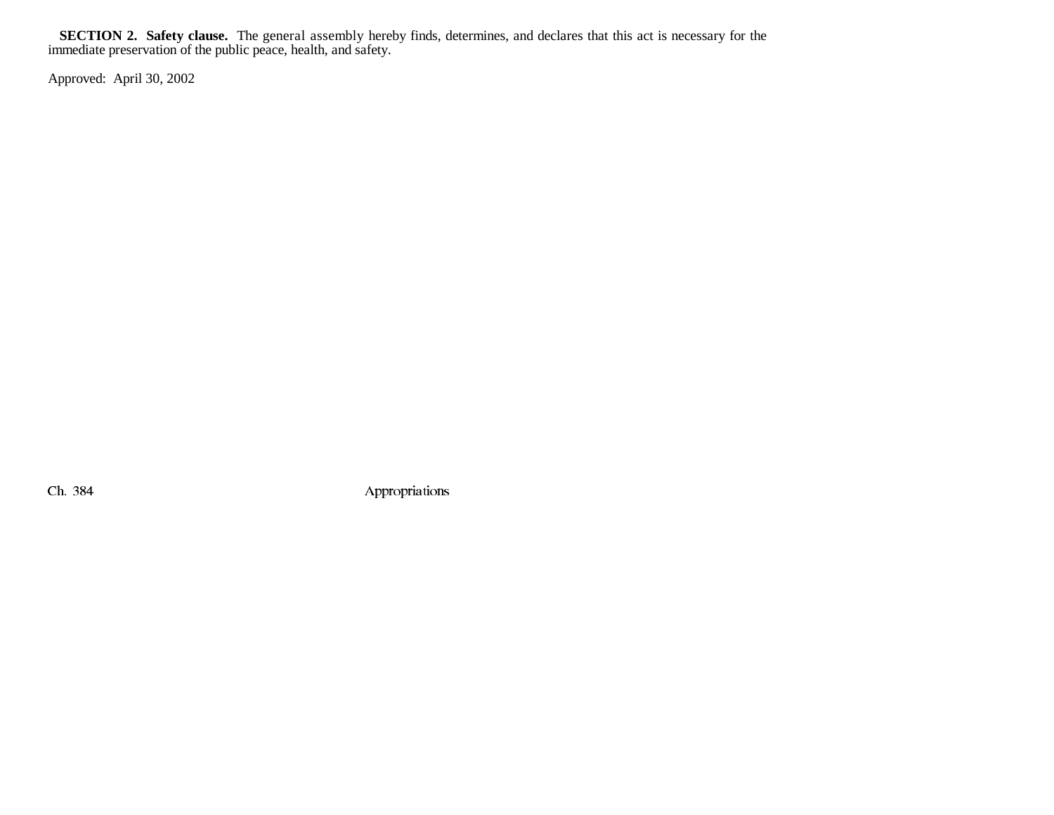**SECTION 2. Safety clause.** The general assembly hereby finds, determines, and declares that this act is necessary for the immediate preservation of the public peace, health, and safety.

Approved: April 30, 2002